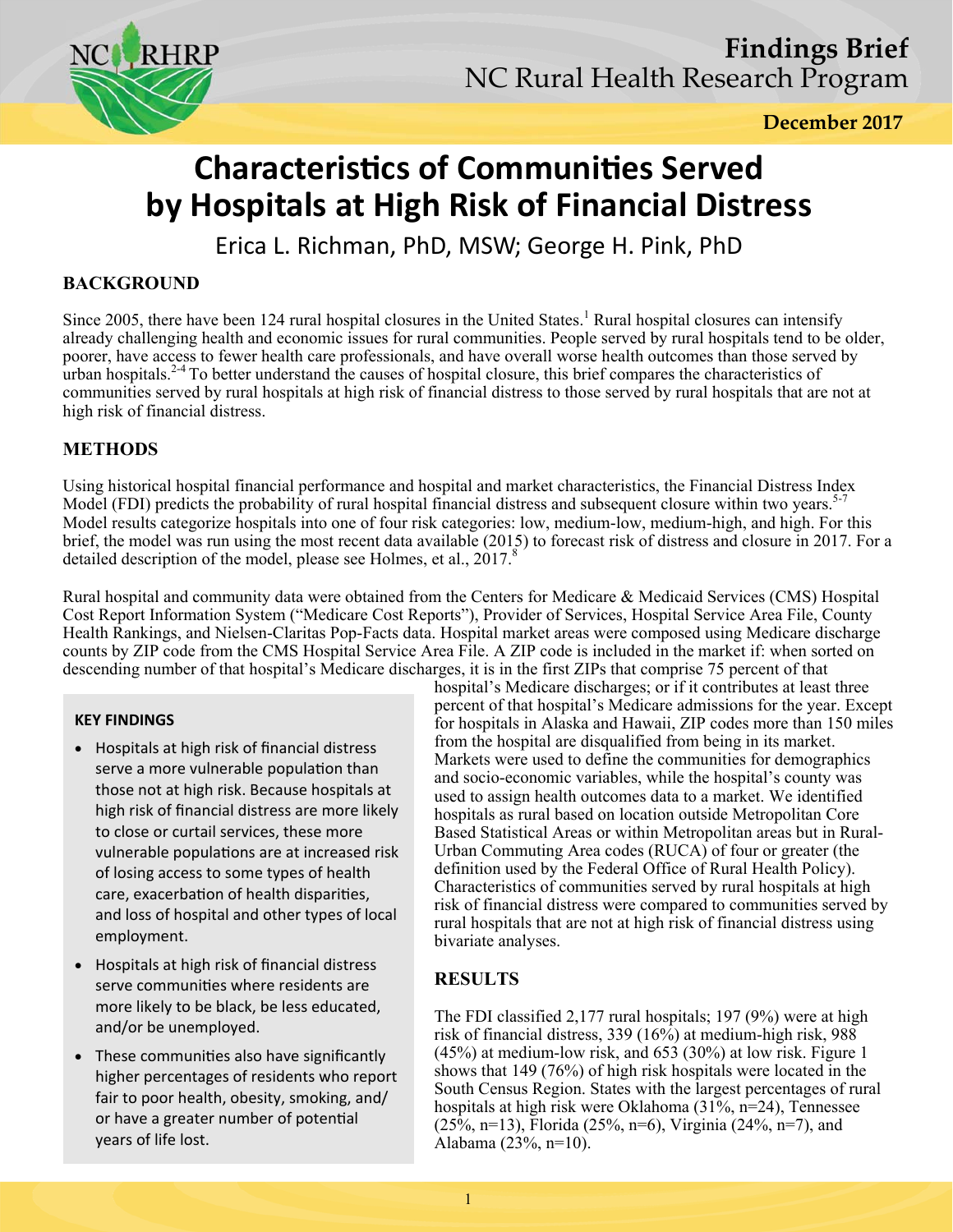# Findings Brief

NC Rural Health Research Program

December 2017

# Characteristics of Communities Served by Hospitals at High Risk of Financial Distress

Erica L. Richman, PhD, MSW; George H. Pink, PhD

## BACKGROUND

Since 2005, there have been 124 rural hospital closures in the United States.[1] Rural hospital closures can intensify already challenging health and economic issues for rural communities. People served by rural hospitals tend to be older, poorer, have access to fewer health care professionals, and have overall worse health outcomes than those served by urban hospitals.[2-4] To better understand the causes of hospital closure, this brief compares the characteristics of communities served by rural hospitals at high risk of financial distress to those served by rural hospitals that are not at high risk of financial distress.

## METHODS

Using historical hospital financial performance and hospital and market characteristics, the Financial Distress Index Model (FDI) predicts the probability of rural hospital financial distress and subsequent closure within two years.[5-7] Model results categorize hospitals into one of four risk categories: low, medium-low, medium-high, and high. For this brief, the model was run using the most recent data available (2015) to forecast risk of distress and closure in 2017. For a detailed description of the model, please see Holmes, et al., 2017.[8]

Rural hospital and community data were obtained from the Centers for Medicare & Medicaid Services (CMS) Hospital Cost Report Information System ("Medicare Cost Reports"), Provider of Services, Hospital Service Area File, County Health Rankings, and Nielsen-Claritas Pop-Facts data. Hospital market areas were composed using Medicare discharge counts by ZIP code from the CMS Hospital Service Area File. A ZIP code is included in the market if: when sorted on descending number of that hospital's Medicare discharges, it is in the first ZIPs that comprise 75 percent of that hospital's Medicare discharges; or if it contributes at least three percent of that hospital's Medicare admissions for the year. Except for hospitals in Alaska and Hawaii, ZIP codes more than 150 miles from the hospital are disqualified from being in its market. Markets were used to define the communities for demographics and socio-economic variables, while the hospital's county was used to assign health outcomes data to a market. We identified hospitals as rural based on location outside Metropolitan Core Based Statistical Areas or within Metropolitan areas but in Rural-Urban Commuting Area codes (RUCA) of four or greater (the definition used by the Federal Office of Rural Health Policy). Characteristics of communities served by rural hospitals at high risk of financial distress were compared to communities served by rural hospitals that are not at high risk of financial distress using bivariate analyses.

### KEY FINDINGS

- Hospitals at high risk of financial distress serve a more vulnerable population than those not at high risk. Because hospitals at high risk of financial distress are more likely to close or curtail services, these more vulnerable populations are at increased risk of losing access to some types of health care, exacerbation of health disparities, and loss of hospital and other types of local employment.
- Hospitals at high risk of financial distress serve communities where residents are more likely to be black, be less educated, and/or be unemployed.
- These communities also have significantly higher percentages of residents who report fair to poor health, obesity, smoking, and/or have a greater number of potential years of life lost.

## RESULTS

The FDI classified 2,177 rural hospitals; 197 (9%) were at high risk of financial distress, 339 (16%) at medium-high risk, 988 (45%) at medium-low risk, and 653 (30%) at low risk. Figure 1 shows that 149 (76%) of high risk hospitals were located in the South Census Region. States with the largest percentages of rural hospitals at high risk were Oklahoma (31%, n=24), Tennessee (25%, n=13), Florida (25%, n=6), Virginia (24%, n=7), and Alabama (23%, n=10).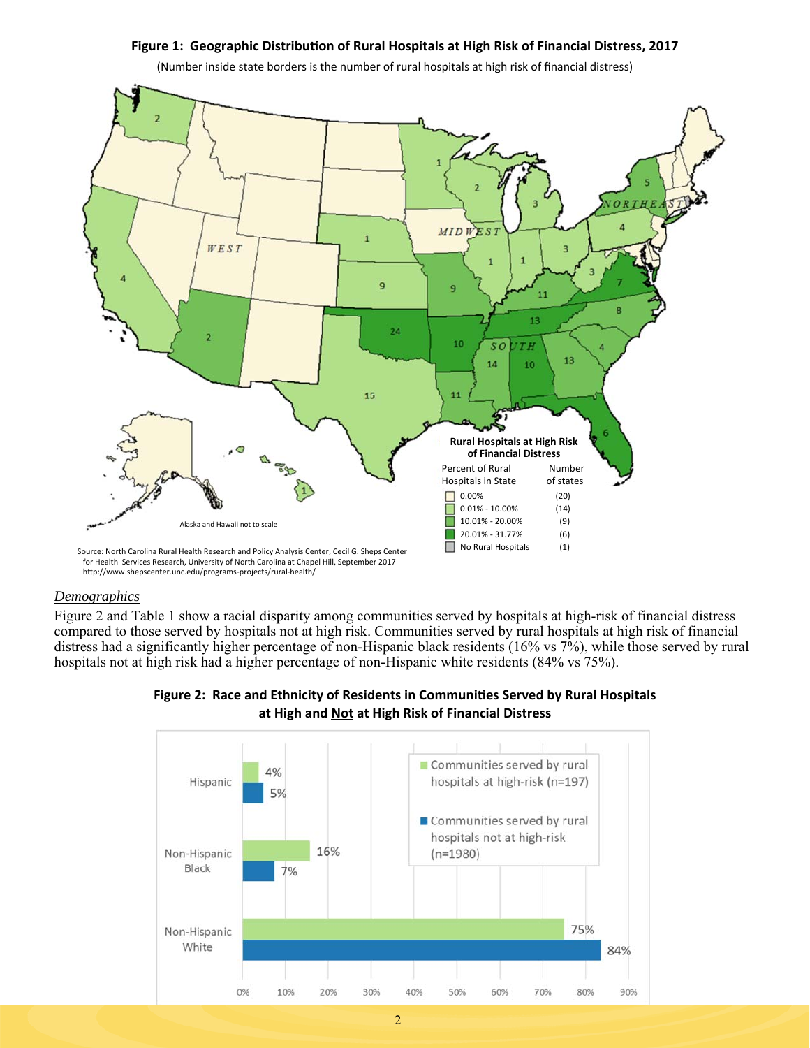**Figure 1: Geographic Distribution of Rural Hospitals at High Risk of Financial Distress, 2017**

(Number inside state borders is the number of rural hospitals at high risk of financial distress)

**Rural Hospitals at High Risk of Financial Distress**

| Percent of Rural Hospitals in State | Number of states |
| --- | --- |
| 0.00% | (20) |
| 0.01% - 10.00% | (14) |
| 10.01% - 20.00% | (9) |
| 20.01% - 31.77% | (6) |
| No Rural Hospitals | (1) |

Alaska and Hawaii not to scale

Source: North Carolina Rural Health Research and Policy Analysis Center, Cecil G. Sheps Center for Health Services Research, University of North Carolina at Chapel Hill, September 2017 http://www.shepscenter.unc.edu/programs-projects/rural-health/

*Demographics*

Figure 2 and Table 1 show a racial disparity among communities served by hospitals at high-risk of financial distress compared to those served by hospitals not at high risk. Communities served by rural hospitals at high risk of financial distress had a significantly higher percentage of non-Hispanic black residents (16% vs 7%), while those served by rural hospitals not at high risk had a higher percentage of non-Hispanic white residents (84% vs 75%).

**Figure 2: Race and Ethnicity of Residents in Communities Served by Rural Hospitals at High and Not at High Risk of Financial Distress**

| | Communities served by rural hospitals at high-risk (n=197) | Communities served by rural hospitals not at high-risk (n=1980) |
| --- | --- | --- |
| Hispanic | 4% | 5% |
| Non-Hispanic Black | 16% | 7% |
| Non-Hispanic White | 75% | 84% |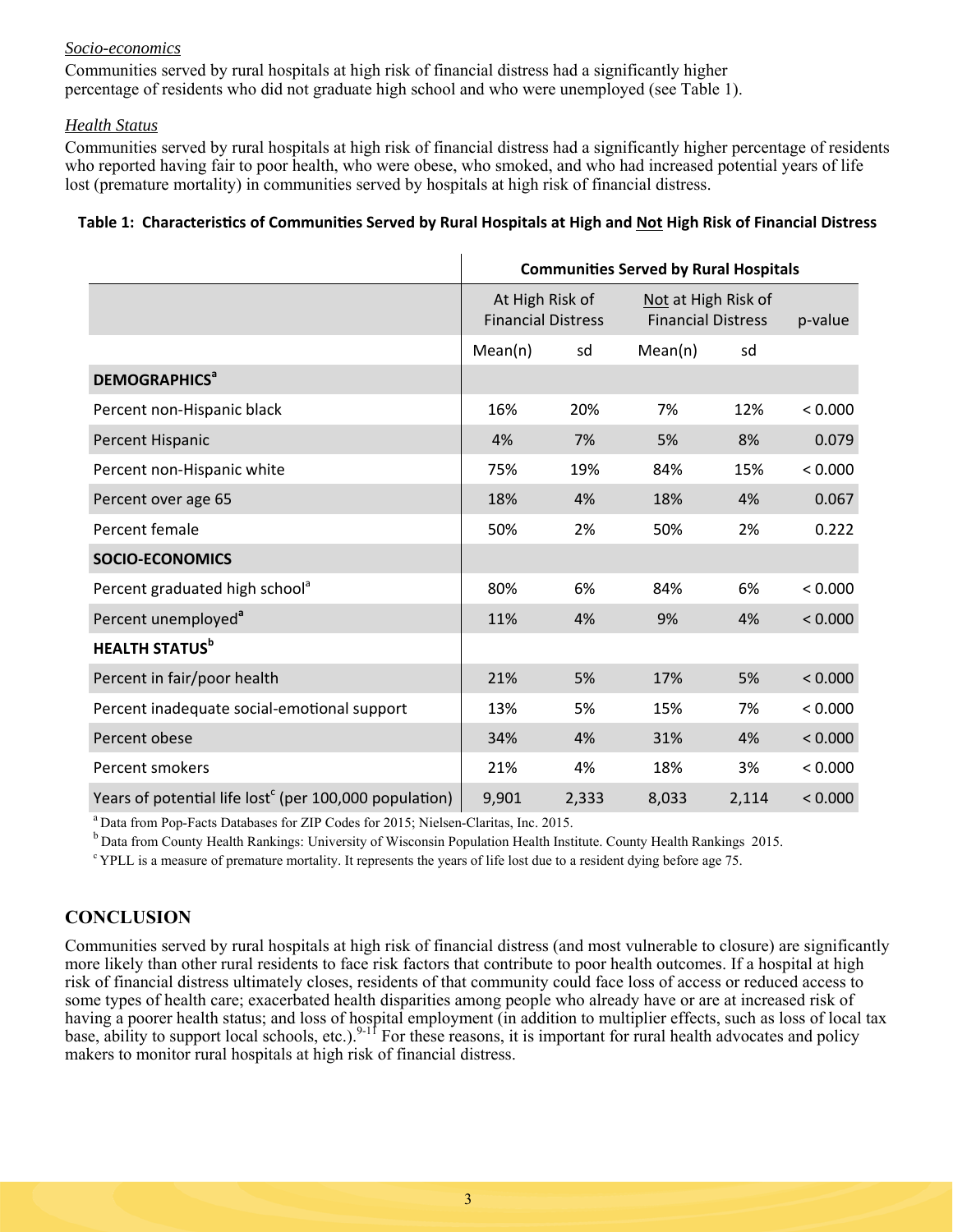*Socio-economics*

Communities served by rural hospitals at high risk of financial distress had a significantly higher percentage of residents who did not graduate high school and who were unemployed (see Table 1).

*Health Status*

Communities served by rural hospitals at high risk of financial distress had a significantly higher percentage of residents who reported having fair to poor health, who were obese, who smoked, and who had increased potential years of life lost (premature mortality) in communities served by hospitals at high risk of financial distress.

**Table 1: Characteristics of Communities Served by Rural Hospitals at High and Not High Risk of Financial Distress**

| | Communities Served by Rural Hospitals | | | | |
|---|---|---|---|---|---|
| | At High Risk of Financial Distress | | Not at High Risk of Financial Distress | | p-value |
| | Mean(n) | sd | Mean(n) | sd | |
| **DEMOGRAPHICS**[a] | | | | | |
| Percent non-Hispanic black | 16% | 20% | 7% | 12% | < 0.000 |
| Percent Hispanic | 4% | 7% | 5% | 8% | 0.079 |
| Percent non-Hispanic white | 75% | 19% | 84% | 15% | < 0.000 |
| Percent over age 65 | 18% | 4% | 18% | 4% | 0.067 |
| Percent female | 50% | 2% | 50% | 2% | 0.222 |
| **SOCIO-ECONOMICS** | | | | | |
| Percent graduated high school[a] | 80% | 6% | 84% | 6% | < 0.000 |
| Percent unemployed[a] | 11% | 4% | 9% | 4% | < 0.000 |
| **HEALTH STATUS**[b] | | | | | |
| Percent in fair/poor health | 21% | 5% | 17% | 5% | < 0.000 |
| Percent inadequate social-emotional support | 13% | 5% | 15% | 7% | < 0.000 |
| Percent obese | 34% | 4% | 31% | 4% | < 0.000 |
| Percent smokers | 21% | 4% | 18% | 3% | < 0.000 |
| Years of potential life lost[c] (per 100,000 population) | 9,901 | 2,333 | 8,033 | 2,114 | < 0.000 |

[a] Data from Pop-Facts Databases for ZIP Codes for 2015; Nielsen-Claritas, Inc. 2015.

[b] Data from County Health Rankings: University of Wisconsin Population Health Institute. County Health Rankings 2015.

[c] YPLL is a measure of premature mortality. It represents the years of life lost due to a resident dying before age 75.

## CONCLUSION

Communities served by rural hospitals at high risk of financial distress (and most vulnerable to closure) are significantly more likely than other rural residents to face risk factors that contribute to poor health outcomes. If a hospital at high risk of financial distress ultimately closes, residents of that community could face loss of access or reduced access to some types of health care; exacerbated health disparities among people who already have or are at increased risk of having a poorer health status; and loss of hospital employment (in addition to multiplier effects, such as loss of local tax base, ability to support local schools, etc.).[9-11] For these reasons, it is important for rural health advocates and policy makers to monitor rural hospitals at high risk of financial distress.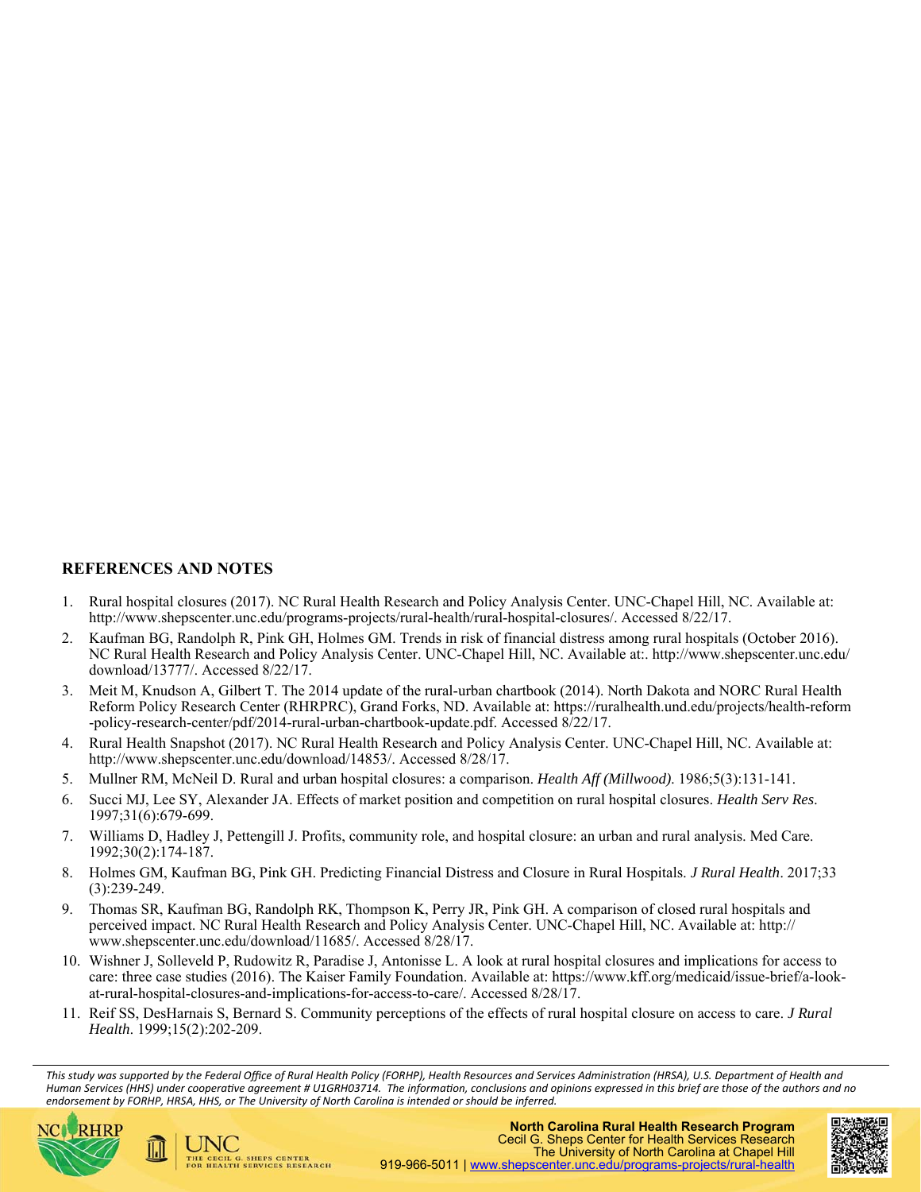## REFERENCES AND NOTES

1. Rural hospital closures (2017). NC Rural Health Research and Policy Analysis Center. UNC-Chapel Hill, NC. Available at: http://www.shepscenter.unc.edu/programs-projects/rural-health/rural-hospital-closures/. Accessed 8/22/17.
2. Kaufman BG, Randolph R, Pink GH, Holmes GM. Trends in risk of financial distress among rural hospitals (October 2016). NC Rural Health Research and Policy Analysis Center. UNC-Chapel Hill, NC. Available at:. http://www.shepscenter.unc.edu/download/13777/. Accessed 8/22/17.
3. Meit M, Knudson A, Gilbert T. The 2014 update of the rural-urban chartbook (2014). North Dakota and NORC Rural Health Reform Policy Research Center (RHRPRC), Grand Forks, ND. Available at: https://ruralhealth.und.edu/projects/health-reform-policy-research-center/pdf/2014-rural-urban-chartbook-update.pdf. Accessed 8/22/17.
4. Rural Health Snapshot (2017). NC Rural Health Research and Policy Analysis Center. UNC-Chapel Hill, NC. Available at: http://www.shepscenter.unc.edu/download/14853/. Accessed 8/28/17.
5. Mullner RM, McNeil D. Rural and urban hospital closures: a comparison. *Health Aff (Millwood).* 1986;5(3):131-141.
6. Succi MJ, Lee SY, Alexander JA. Effects of market position and competition on rural hospital closures. *Health Serv Res*. 1997;31(6):679-699.
7. Williams D, Hadley J, Pettengill J. Profits, community role, and hospital closure: an urban and rural analysis. Med Care. 1992;30(2):174-187.
8. Holmes GM, Kaufman BG, Pink GH. Predicting Financial Distress and Closure in Rural Hospitals. *J Rural Health*. 2017;33(3):239-249.
9. Thomas SR, Kaufman BG, Randolph RK, Thompson K, Perry JR, Pink GH. A comparison of closed rural hospitals and perceived impact. NC Rural Health Research and Policy Analysis Center. UNC-Chapel Hill, NC. Available at: http://www.shepscenter.unc.edu/download/11685/. Accessed 8/28/17.
10. Wishner J, Solleveld P, Rudowitz R, Paradise J, Antonisse L. A look at rural hospital closures and implications for access to care: three case studies (2016). The Kaiser Family Foundation. Available at: https://www.kff.org/medicaid/issue-brief/a-look-at-rural-hospital-closures-and-implications-for-access-to-care/. Accessed 8/28/17.
11. Reif SS, DesHarnais S, Bernard S. Community perceptions of the effects of rural hospital closure on access to care. *J Rural Health*. 1999;15(2):202-209.

*This study was supported by the Federal Office of Rural Health Policy (FORHP), Health Resources and Services Administration (HRSA), U.S. Department of Health and Human Services (HHS) under cooperative agreement # U1GRH03714. The information, conclusions and opinions expressed in this brief are those of the authors and no endorsement by FORHP, HRSA, HHS, or The University of North Carolina is intended or should be inferred.*

**North Carolina Rural Health Research Program**
Cecil G. Sheps Center for Health Services Research
The University of North Carolina at Chapel Hill
919-966-5011 | www.shepscenter.unc.edu/programs-projects/rural-health